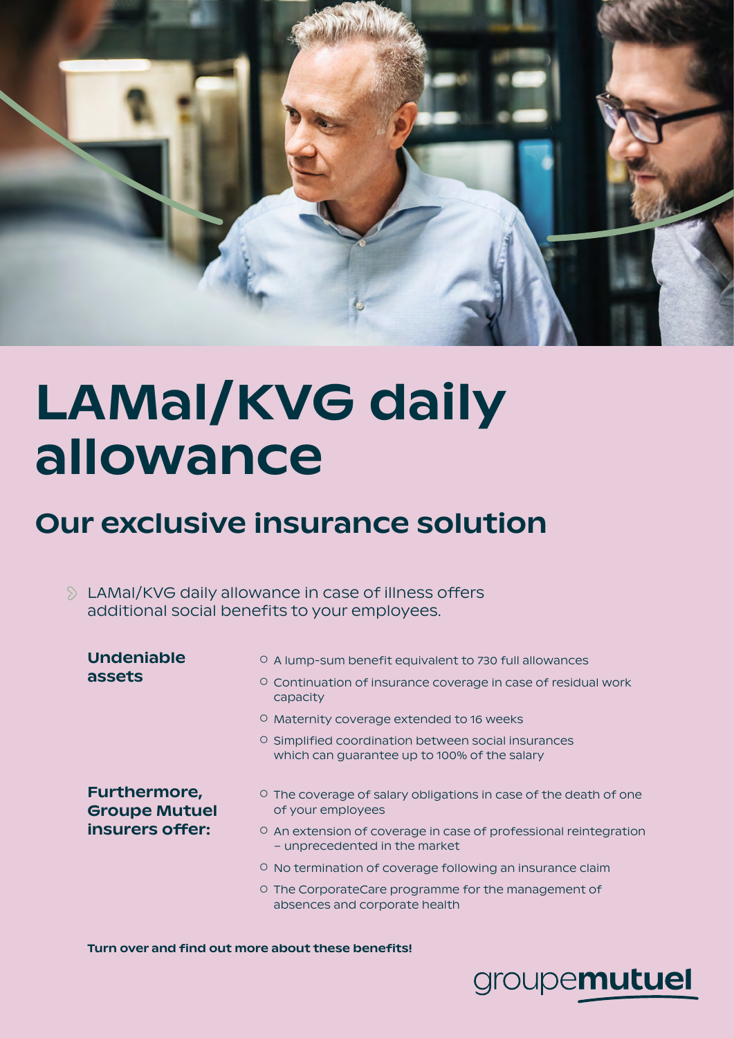# LAMal/KVG daily allowance

## Our exclusive insurance solution

LAMal/KVG daily allowance in case of illness offers additional social benefits to your employees.

**Undeniable assets**

- A lump-sum benefit equivalent to 730 full allowances
- Continuation of insurance coverage in case of residual work capacity
- Maternity coverage extended to 16 weeks
- Simplified coordination between social insurances which can guarantee up to 100% of the salary

**Furthermore, Groupe Mutuel insurers offer:**

- The coverage of salary obligations in case of the death of one of your employees
- An extension of coverage in case of professional reintegration – unprecedented in the market
- No termination of coverage following an insurance claim
- The CorporateCare programme for the management of absences and corporate health

**Turn over and find out more about these benefits!**

groupemutuel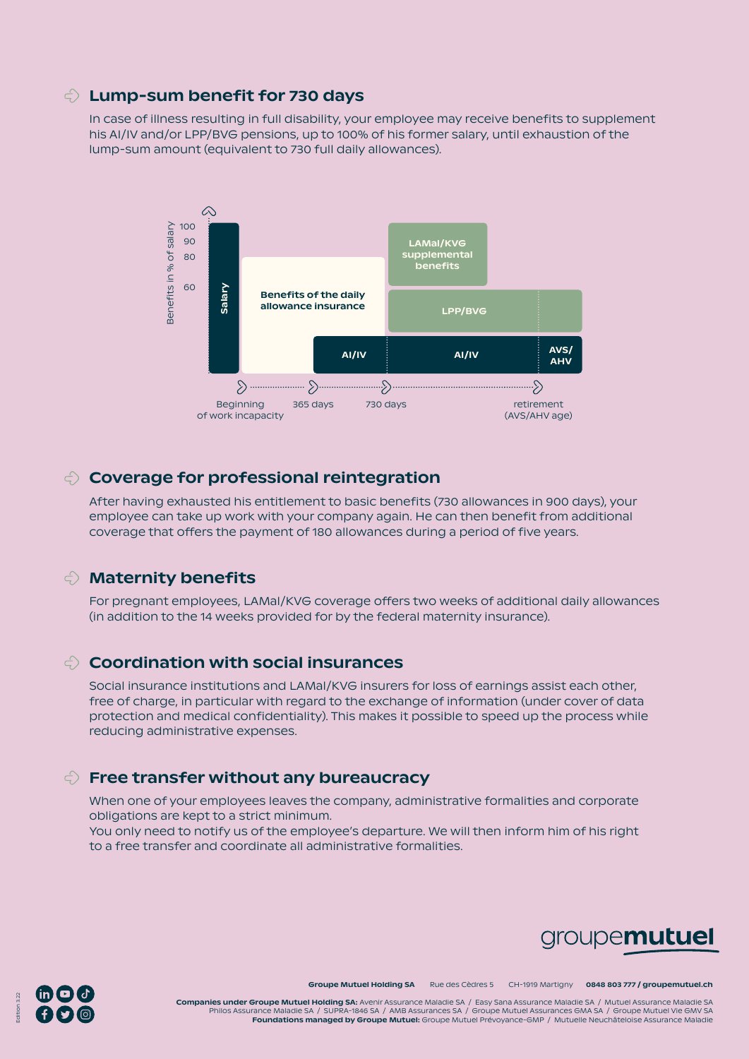## Lump-sum benefit for 730 days

In case of illness resulting in full disability, your employee may receive benefits to supplement his AI/IV and/or LPP/BVG pensions, up to 100% of his former salary, until exhaustion of the lump-sum amount (equivalent to 730 full daily allowances).

Benefits in % of salary

100

90

80

60

Salary

Benefits of the daily allowance insurance

LAMal/KVG supplemental benefits

LPP/BVG

AI/IV

AI/IV

AVS/AHV

Beginning of work incapacity

365 days

730 days

retirement (AVS/AHV age)

## Coverage for professional reintegration

After having exhausted his entitlement to basic benefits (730 allowances in 900 days), your employee can take up work with your company again. He can then benefit from additional coverage that offers the payment of 180 allowances during a period of five years.

## Maternity benefits

For pregnant employees, LAMal/KVG coverage offers two weeks of additional daily allowances (in addition to the 14 weeks provided for by the federal maternity insurance).

## Coordination with social insurances

Social insurance institutions and LAMal/KVG insurers for loss of earnings assist each other, free of charge, in particular with regard to the exchange of information (under cover of data protection and medical confidentiality). This makes it possible to speed up the process while reducing administrative expenses.

## Free transfer without any bureaucracy

When one of your employees leaves the company, administrative formalities and corporate obligations are kept to a strict minimum.
You only need to notify us of the employee's departure. We will then inform him of his right to a free transfer and coordinate all administrative formalities.

groupemutuel

**Groupe Mutuel Holding SA** Rue des Cèdres 5 CH-1919 Martigny **0848 803 777 / groupemutuel.ch**

**Companies under Groupe Mutuel Holding SA:** Avenir Assurance Maladie SA / Easy Sana Assurance Maladie SA / Mutuel Assurance Maladie SA
Philos Assurance Maladie SA / SUPRA-1846 SA / AMB Assurances SA / Groupe Mutuel Assurances GMA SA / Groupe Mutuel Vie GMV SA
**Foundations managed by Groupe Mutuel:** Groupe Mutuel Prévoyance-GMP / Mutuelle Neuchâteloise Assurance Maladie

Edition 3.22